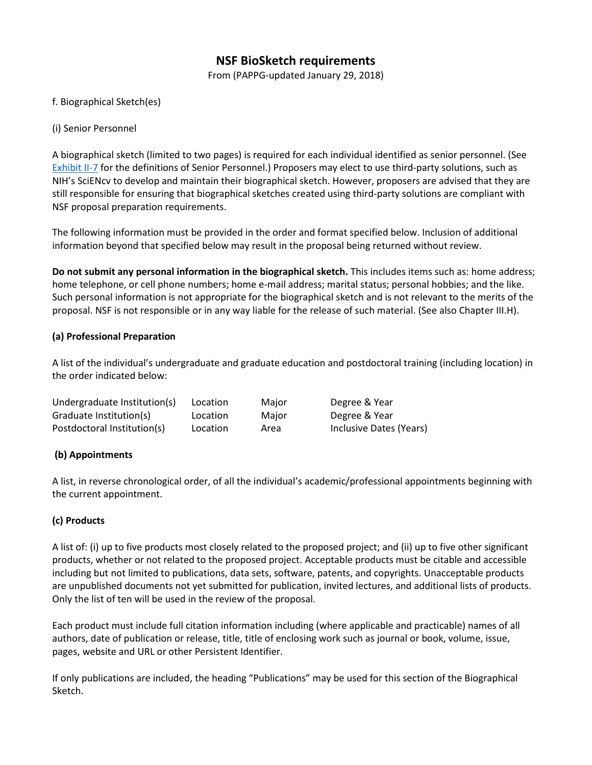# NSF BioSketch requirements

From (PAPPG-updated January 29, 2018)

f. Biographical Sketch(es)

(i) Senior Personnel

A biographical sketch (limited to two pages) is required for each individual identified as senior personnel. (See Exhibit II-7 for the definitions of Senior Personnel.) Proposers may elect to use third-party solutions, such as NIH's SciENcv to develop and maintain their biographical sketch. However, proposers are advised that they are still responsible for ensuring that biographical sketches created using third-party solutions are compliant with NSF proposal preparation requirements.

The following information must be provided in the order and format specified below. Inclusion of additional information beyond that specified below may result in the proposal being returned without review.

**Do not submit any personal information in the biographical sketch.** This includes items such as: home address; home telephone, or cell phone numbers; home e-mail address; marital status; personal hobbies; and the like. Such personal information is not appropriate for the biographical sketch and is not relevant to the merits of the proposal. NSF is not responsible or in any way liable for the release of such material. (See also Chapter III.H).

### (a) Professional Preparation

A list of the individual's undergraduate and graduate education and postdoctoral training (including location) in the order indicated below:

| | | | |
|---|---|---|---|
| Undergraduate Institution(s) | Location | Major | Degree & Year |
| Graduate Institution(s) | Location | Major | Degree & Year |
| Postdoctoral Institution(s) | Location | Area | Inclusive Dates (Years) |

### (b) Appointments

A list, in reverse chronological order, of all the individual's academic/professional appointments beginning with the current appointment.

### (c) Products

A list of: (i) up to five products most closely related to the proposed project; and (ii) up to five other significant products, whether or not related to the proposed project. Acceptable products must be citable and accessible including but not limited to publications, data sets, software, patents, and copyrights. Unacceptable products are unpublished documents not yet submitted for publication, invited lectures, and additional lists of products. Only the list of ten will be used in the review of the proposal.

Each product must include full citation information including (where applicable and practicable) names of all authors, date of publication or release, title, title of enclosing work such as journal or book, volume, issue, pages, website and URL or other Persistent Identifier.

If only publications are included, the heading "Publications" may be used for this section of the Biographical Sketch.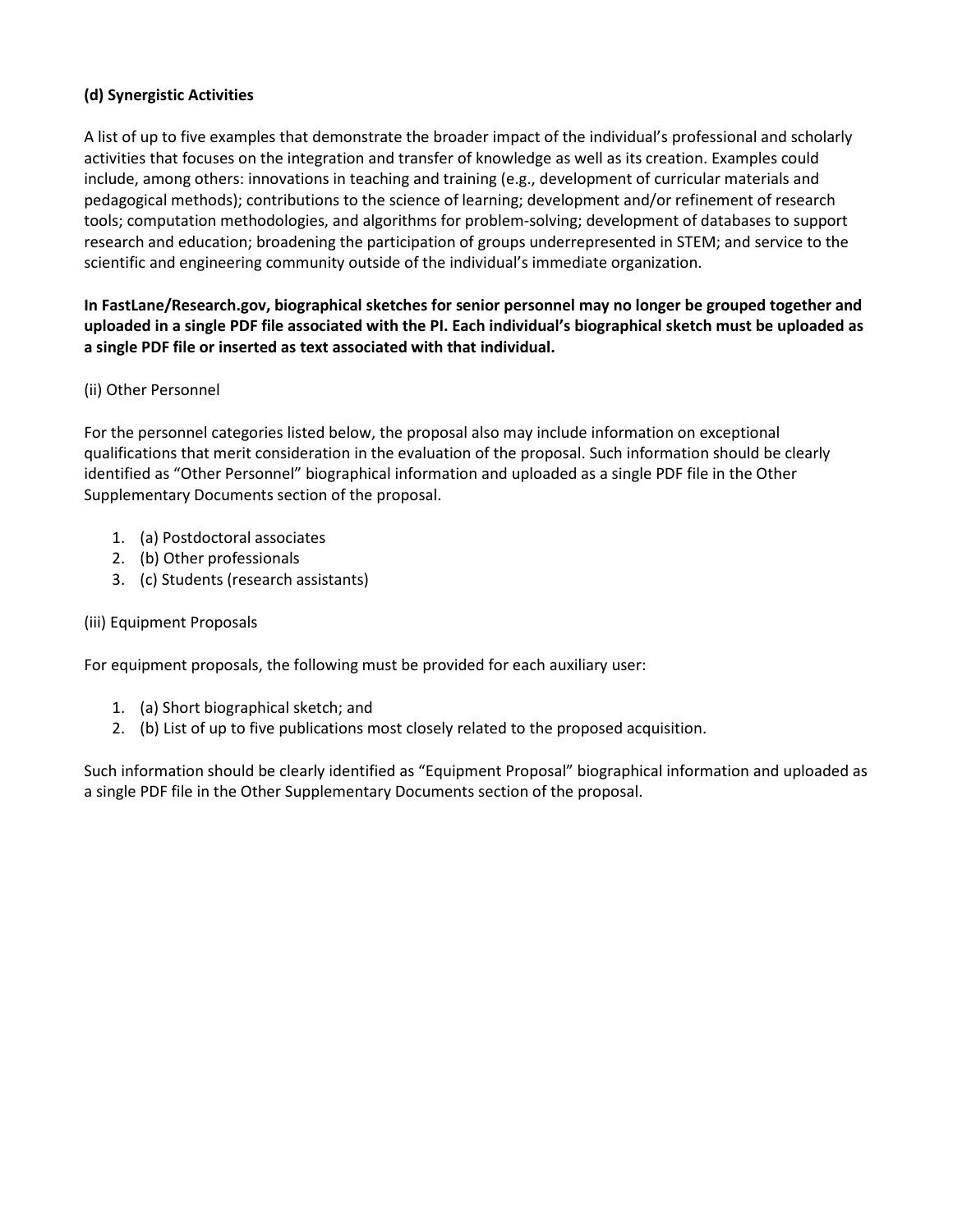**(d) Synergistic Activities**

A list of up to five examples that demonstrate the broader impact of the individual's professional and scholarly activities that focuses on the integration and transfer of knowledge as well as its creation. Examples could include, among others: innovations in teaching and training (e.g., development of curricular materials and pedagogical methods); contributions to the science of learning; development and/or refinement of research tools; computation methodologies, and algorithms for problem-solving; development of databases to support research and education; broadening the participation of groups underrepresented in STEM; and service to the scientific and engineering community outside of the individual's immediate organization.

**In FastLane/Research.gov, biographical sketches for senior personnel may no longer be grouped together and uploaded in a single PDF file associated with the PI. Each individual's biographical sketch must be uploaded as a single PDF file or inserted as text associated with that individual.**

(ii) Other Personnel

For the personnel categories listed below, the proposal also may include information on exceptional qualifications that merit consideration in the evaluation of the proposal. Such information should be clearly identified as "Other Personnel" biographical information and uploaded as a single PDF file in the Other Supplementary Documents section of the proposal.

1. (a) Postdoctoral associates
2. (b) Other professionals
3. (c) Students (research assistants)

(iii) Equipment Proposals

For equipment proposals, the following must be provided for each auxiliary user:

1. (a) Short biographical sketch; and
2. (b) List of up to five publications most closely related to the proposed acquisition.

Such information should be clearly identified as "Equipment Proposal" biographical information and uploaded as a single PDF file in the Other Supplementary Documents section of the proposal.